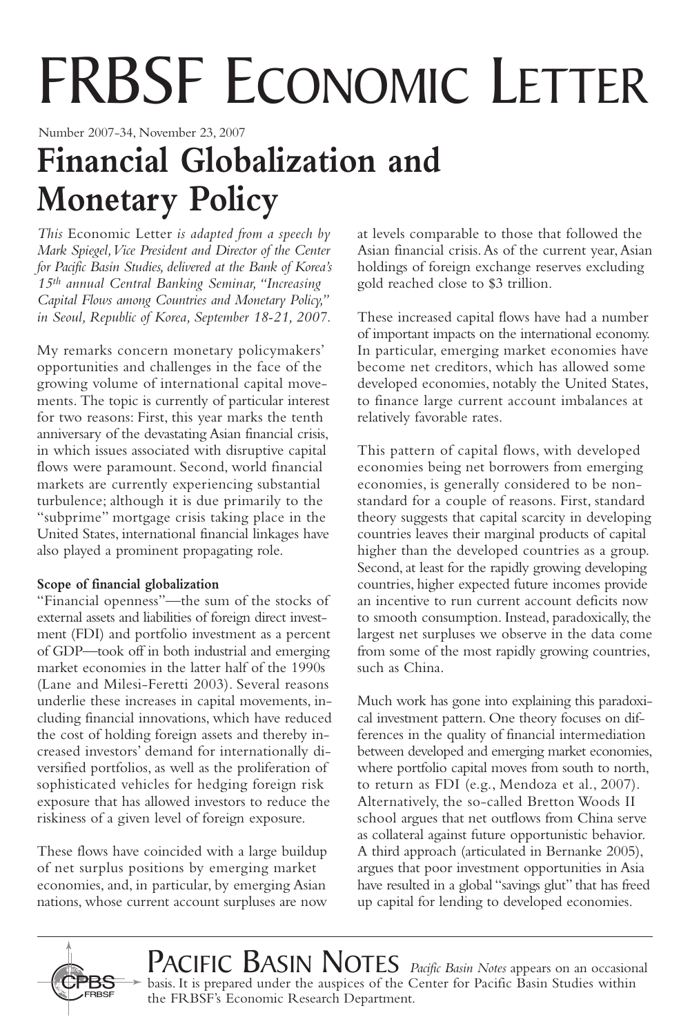# FRBSF Economic Letter

Number 2007-34, November 23, 2007

## Financial Globalization and Monetary Policy

*This* Economic Letter *is adapted from a speech by Mark Spiegel, Vice President and Director of the Center for Pacific Basin Studies, delivered at the Bank of Korea's 15th annual Central Banking Seminar, "Increasing Capital Flows among Countries and Monetary Policy," in Seoul, Republic of Korea, September 18-21, 2007.*

My remarks concern monetary policymakers' opportunities and challenges in the face of the growing volume of international capital movements. The topic is currently of particular interest for two reasons: First, this year marks the tenth anniversary of the devastating Asian financial crisis, in which issues associated with disruptive capital flows were paramount. Second, world financial markets are currently experiencing substantial turbulence; although it is due primarily to the "subprime" mortgage crisis taking place in the United States, international financial linkages have also played a prominent propagating role.

**Scope of financial globalization**

"Financial openness"—the sum of the stocks of external assets and liabilities of foreign direct investment (FDI) and portfolio investment as a percent of GDP—took off in both industrial and emerging market economies in the latter half of the 1990s (Lane and Milesi-Feretti 2003). Several reasons underlie these increases in capital movements, including financial innovations, which have reduced the cost of holding foreign assets and thereby increased investors' demand for internationally diversified portfolios, as well as the proliferation of sophisticated vehicles for hedging foreign risk exposure that has allowed investors to reduce the riskiness of a given level of foreign exposure.

These flows have coincided with a large buildup of net surplus positions by emerging market economies, and, in particular, by emerging Asian nations, whose current account surpluses are now at levels comparable to those that followed the Asian financial crisis. As of the current year, Asian holdings of foreign exchange reserves excluding gold reached close to $3 trillion.

These increased capital flows have had a number of important impacts on the international economy. In particular, emerging market economies have become net creditors, which has allowed some developed economies, notably the United States, to finance large current account imbalances at relatively favorable rates.

This pattern of capital flows, with developed economies being net borrowers from emerging economies, is generally considered to be nonstandard for a couple of reasons. First, standard theory suggests that capital scarcity in developing countries leaves their marginal products of capital higher than the developed countries as a group. Second, at least for the rapidly growing developing countries, higher expected future incomes provide an incentive to run current account deficits now to smooth consumption. Instead, paradoxically, the largest net surpluses we observe in the data come from some of the most rapidly growing countries, such as China.

Much work has gone into explaining this paradoxical investment pattern. One theory focuses on differences in the quality of financial intermediation between developed and emerging market economies, where portfolio capital moves from south to north, to return as FDI (e.g., Mendoza et al., 2007). Alternatively, the so-called Bretton Woods II school argues that net outflows from China serve as collateral against future opportunistic behavior. A third approach (articulated in Bernanke 2005), argues that poor investment opportunities in Asia have resulted in a global "savings glut" that has freed up capital for lending to developed economies.

---

PACIFIC BASIN NOTES *Pacific Basin Notes* appears on an occasional basis. It is prepared under the auspices of the Center for Pacific Basin Studies within the FRBSF's Economic Research Department.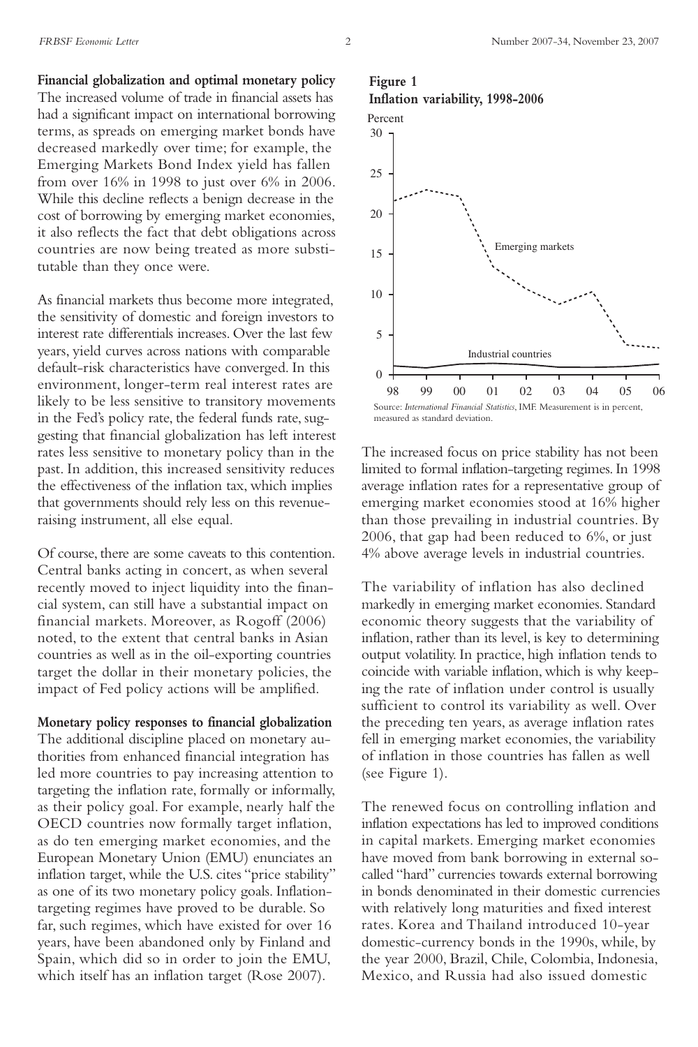**Financial globalization and optimal monetary policy**

The increased volume of trade in financial assets has had a significant impact on international borrowing terms, as spreads on emerging market bonds have decreased markedly over time; for example, the Emerging Markets Bond Index yield has fallen from over 16% in 1998 to just over 6% in 2006. While this decline reflects a benign decrease in the cost of borrowing by emerging market economies, it also reflects the fact that debt obligations across countries are now being treated as more substitutable than they once were.

As financial markets thus become more integrated, the sensitivity of domestic and foreign investors to interest rate differentials increases. Over the last few years, yield curves across nations with comparable default-risk characteristics have converged. In this environment, longer-term real interest rates are likely to be less sensitive to transitory movements in the Fed's policy rate, the federal funds rate, suggesting that financial globalization has left interest rates less sensitive to monetary policy than in the past. In addition, this increased sensitivity reduces the effectiveness of the inflation tax, which implies that governments should rely less on this revenue-raising instrument, all else equal.

Of course, there are some caveats to this contention. Central banks acting in concert, as when several recently moved to inject liquidity into the financial system, can still have a substantial impact on financial markets. Moreover, as Rogoff (2006) noted, to the extent that central banks in Asian countries as well as in the oil-exporting countries target the dollar in their monetary policies, the impact of Fed policy actions will be amplified.

**Monetary policy responses to financial globalization**

The additional discipline placed on monetary authorities from enhanced financial integration has led more countries to pay increasing attention to targeting the inflation rate, formally or informally, as their policy goal. For example, nearly half the OECD countries now formally target inflation, as do ten emerging market economies, and the European Monetary Union (EMU) enunciates an inflation target, while the U.S. cites "price stability" as one of its two monetary policy goals. Inflation-targeting regimes have proved to be durable. So far, such regimes, which have existed for over 16 years, have been abandoned only by Finland and Spain, which did so in order to join the EMU, which itself has an inflation target (Rose 2007).

**Figure 1**
**Inflation variability, 1998-2006**

Source: *International Financial Statistics*, IMF. Measurement is in percent, measured as standard deviation.

The increased focus on price stability has not been limited to formal inflation-targeting regimes. In 1998 average inflation rates for a representative group of emerging market economies stood at 16% higher than those prevailing in industrial countries. By 2006, that gap had been reduced to 6%, or just 4% above average levels in industrial countries.

The variability of inflation has also declined markedly in emerging market economies. Standard economic theory suggests that the variability of inflation, rather than its level, is key to determining output volatility. In practice, high inflation tends to coincide with variable inflation, which is why keeping the rate of inflation under control is usually sufficient to control its variability as well. Over the preceding ten years, as average inflation rates fell in emerging market economies, the variability of inflation in those countries has fallen as well (see Figure 1).

The renewed focus on controlling inflation and inflation expectations has led to improved conditions in capital markets. Emerging market economies have moved from bank borrowing in external so-called "hard" currencies towards external borrowing in bonds denominated in their domestic currencies with relatively long maturities and fixed interest rates. Korea and Thailand introduced 10-year domestic-currency bonds in the 1990s, while, by the year 2000, Brazil, Chile, Colombia, Indonesia, Mexico, and Russia had also issued domestic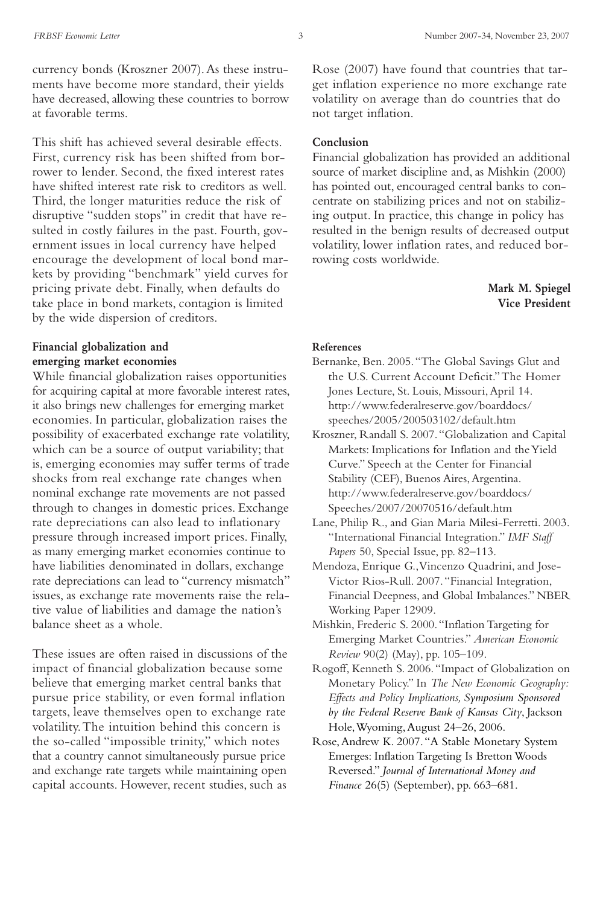currency bonds (Kroszner 2007). As these instruments have become more standard, their yields have decreased, allowing these countries to borrow at favorable terms.

This shift has achieved several desirable effects. First, currency risk has been shifted from borrower to lender. Second, the fixed interest rates have shifted interest rate risk to creditors as well. Third, the longer maturities reduce the risk of disruptive "sudden stops" in credit that have resulted in costly failures in the past. Fourth, government issues in local currency have helped encourage the development of local bond markets by providing "benchmark" yield curves for pricing private debt. Finally, when defaults do take place in bond markets, contagion is limited by the wide dispersion of creditors.

**Financial globalization and emerging market economies**

While financial globalization raises opportunities for acquiring capital at more favorable interest rates, it also brings new challenges for emerging market economies. In particular, globalization raises the possibility of exacerbated exchange rate volatility, which can be a source of output variability; that is, emerging economies may suffer terms of trade shocks from real exchange rate changes when nominal exchange rate movements are not passed through to changes in domestic prices. Exchange rate depreciations can also lead to inflationary pressure through increased import prices. Finally, as many emerging market economies continue to have liabilities denominated in dollars, exchange rate depreciations can lead to "currency mismatch" issues, as exchange rate movements raise the relative value of liabilities and damage the nation's balance sheet as a whole.

These issues are often raised in discussions of the impact of financial globalization because some believe that emerging market central banks that pursue price stability, or even formal inflation targets, leave themselves open to exchange rate volatility. The intuition behind this concern is the so-called "impossible trinity," which notes that a country cannot simultaneously pursue price and exchange rate targets while maintaining open capital accounts. However, recent studies, such as Rose (2007) have found that countries that target inflation experience no more exchange rate volatility on average than do countries that do not target inflation.

**Conclusion**

Financial globalization has provided an additional source of market discipline and, as Mishkin (2000) has pointed out, encouraged central banks to concentrate on stabilizing prices and not on stabilizing output. In practice, this change in policy has resulted in the benign results of decreased output volatility, lower inflation rates, and reduced borrowing costs worldwide.

**Mark M. Spiegel**
**Vice President**

**References**

Bernanke, Ben. 2005. "The Global Savings Glut and the U.S. Current Account Deficit." The Homer Jones Lecture, St. Louis, Missouri, April 14. http://www.federalreserve.gov/boarddocs/speeches/2005/200503102/default.htm

Kroszner, Randall S. 2007. "Globalization and Capital Markets: Implications for Inflation and the Yield Curve." Speech at the Center for Financial Stability (CEF), Buenos Aires, Argentina. http://www.federalreserve.gov/boarddocs/Speeches/2007/20070516/default.htm

Lane, Philip R., and Gian Maria Milesi-Ferretti. 2003. "International Financial Integration." *IMF Staff Papers* 50, Special Issue, pp. 82–113.

Mendoza, Enrique G., Vincenzo Quadrini, and Jose-Victor Rios-Rull. 2007. "Financial Integration, Financial Deepness, and Global Imbalances." NBER Working Paper 12909.

Mishkin, Frederic S. 2000. "Inflation Targeting for Emerging Market Countries." *American Economic Review* 90(2) (May), pp. 105–109.

Rogoff, Kenneth S. 2006. "Impact of Globalization on Monetary Policy." In *The New Economic Geography: Effects and Policy Implications, Symposium Sponsored by the Federal Reserve Bank of Kansas City*, Jackson Hole, Wyoming, August 24–26, 2006.

Rose, Andrew K. 2007. "A Stable Monetary System Emerges: Inflation Targeting Is Bretton Woods Reversed." *Journal of International Money and Finance* 26(5) (September), pp. 663–681.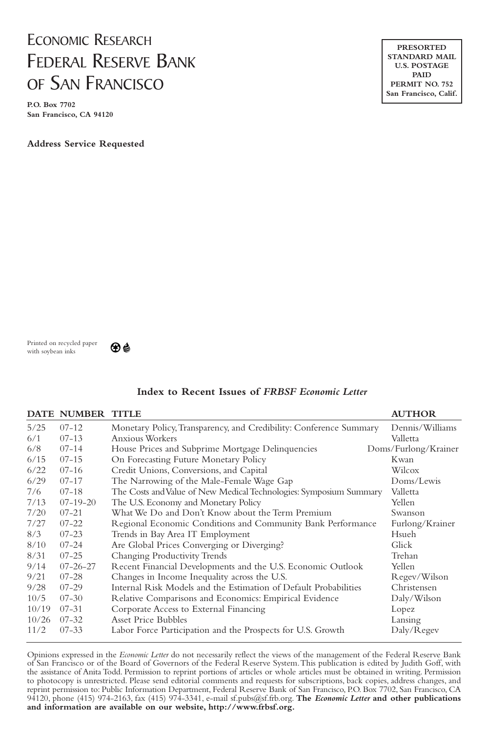# ECONOMIC RESEARCH
# FEDERAL RESERVE BANK OF SAN FRANCISCO

**P.O. Box 7702**
**San Francisco, CA 94120**

**PRESORTED STANDARD MAIL U.S. POSTAGE PAID PERMIT NO. 752 San Francisco, Calif.**

**Address Service Requested**

Printed on recycled paper with soybean inks

### Index to Recent Issues of *FRBSF Economic Letter*

| DATE | NUMBER | TITLE | AUTHOR |
|---|---|---|---|
| 5/25 | 07-12 | Monetary Policy, Transparency, and Credibility: Conference Summary | Dennis/Williams |
| 6/1 | 07-13 | Anxious Workers | Valletta |
| 6/8 | 07-14 | House Prices and Subprime Mortgage Delinquencies | Doms/Furlong/Krainer |
| 6/15 | 07-15 | On Forecasting Future Monetary Policy | Kwan |
| 6/22 | 07-16 | Credit Unions, Conversions, and Capital | Wilcox |
| 6/29 | 07-17 | The Narrowing of the Male-Female Wage Gap | Doms/Lewis |
| 7/6 | 07-18 | The Costs and Value of New Medical Technologies: Symposium Summary | Valletta |
| 7/13 | 07-19-20 | The U.S. Economy and Monetary Policy | Yellen |
| 7/20 | 07-21 | What We Do and Don't Know about the Term Premium | Swanson |
| 7/27 | 07-22 | Regional Economic Conditions and Community Bank Performance | Furlong/Krainer |
| 8/3 | 07-23 | Trends in Bay Area IT Employment | Hsueh |
| 8/10 | 07-24 | Are Global Prices Converging or Diverging? | Glick |
| 8/31 | 07-25 | Changing Productivity Trends | Trehan |
| 9/14 | 07-26-27 | Recent Financial Developments and the U.S. Economic Outlook | Yellen |
| 9/21 | 07-28 | Changes in Income Inequality across the U.S. | Regev/Wilson |
| 9/28 | 07-29 | Internal Risk Models and the Estimation of Default Probabilities | Christensen |
| 10/5 | 07-30 | Relative Comparisons and Economics: Empirical Evidence | Daly/Wilson |
| 10/19 | 07-31 | Corporate Access to External Financing | Lopez |
| 10/26 | 07-32 | Asset Price Bubbles | Lansing |
| 11/2 | 07-33 | Labor Force Participation and the Prospects for U.S. Growth | Daly/Regev |

Opinions expressed in the *Economic Letter* do not necessarily reflect the views of the management of the Federal Reserve Bank of San Francisco or of the Board of Governors of the Federal Reserve System. This publication is edited by Judith Goff, with the assistance of Anita Todd. Permission to reprint portions of articles or whole articles must be obtained in writing. Permission to photocopy is unrestricted. Please send editorial comments and requests for subscriptions, back copies, address changes, and reprint permission to: Public Information Department, Federal Reserve Bank of San Francisco, P.O. Box 7702, San Francisco, CA 94120, phone (415) 974-2163, fax (415) 974-3341, e-mail sf.pubs@sf.frb.org. **The *Economic Letter* and other publications and information are available on our website, http://www.frbsf.org.**